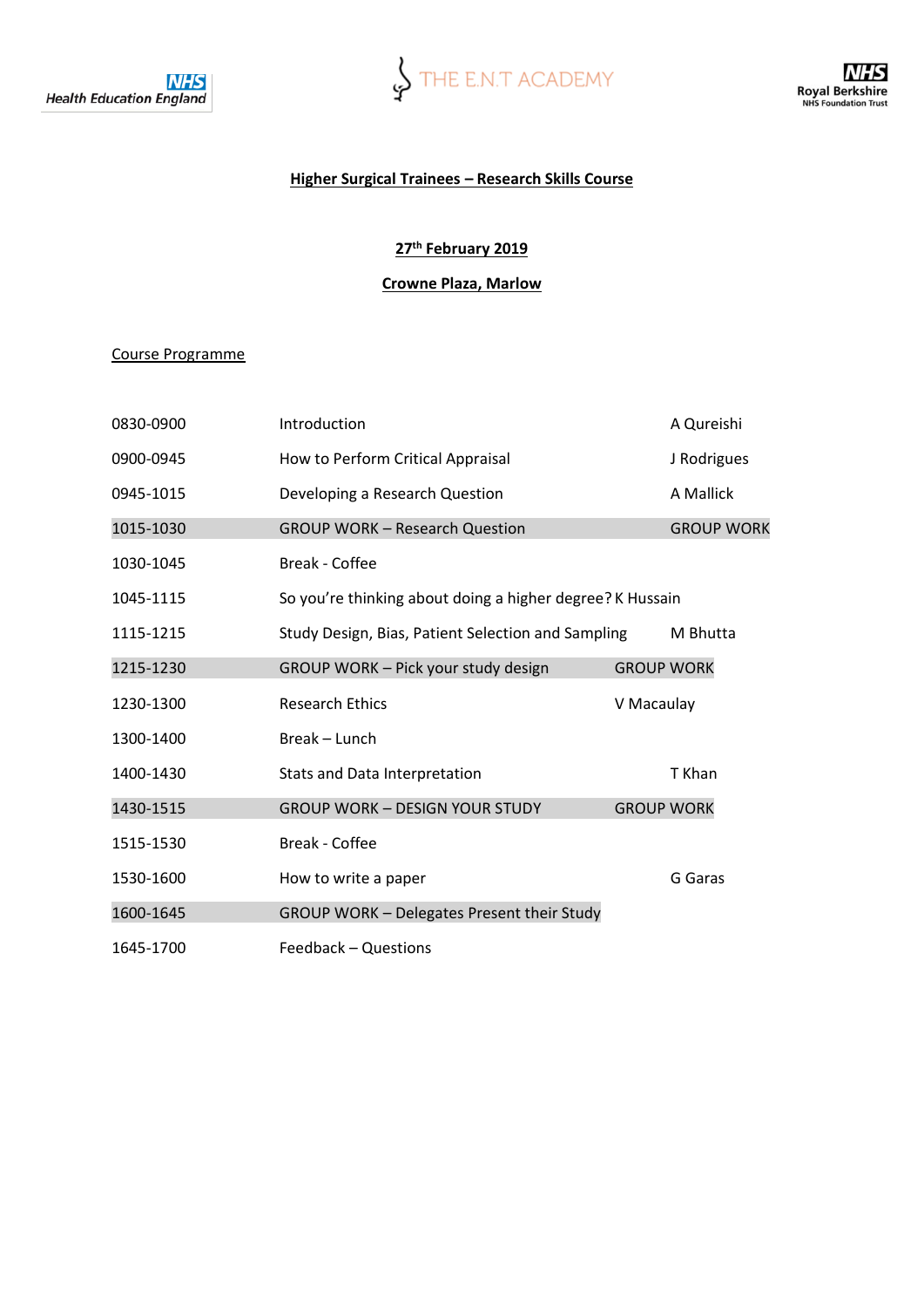Health Education England

THE E.N.T ACADEMY

Royal Berkshire NHS Foundation Trust

## Higher Surgical Trainees – Research Skills Course

**27th February 2019**

**Crowne Plaza, Marlow**

### Course Programme

| Time | Session | Speaker |
|---|---|---|
| 0830-0900 | Introduction | A Qureishi |
| 0900-0945 | How to Perform Critical Appraisal | J Rodrigues |
| 0945-1015 | Developing a Research Question | A Mallick |
| 1015-1030 | GROUP WORK – Research Question | GROUP WORK |
| 1030-1045 | Break - Coffee | |
| 1045-1115 | So you're thinking about doing a higher degree? | K Hussain |
| 1115-1215 | Study Design, Bias, Patient Selection and Sampling | M Bhutta |
| 1215-1230 | GROUP WORK – Pick your study design | GROUP WORK |
| 1230-1300 | Research Ethics | V Macaulay |
| 1300-1400 | Break – Lunch | |
| 1400-1430 | Stats and Data Interpretation | T Khan |
| 1430-1515 | GROUP WORK – DESIGN YOUR STUDY | GROUP WORK |
| 1515-1530 | Break - Coffee | |
| 1530-1600 | How to write a paper | G Garas |
| 1600-1645 | GROUP WORK – Delegates Present their Study | |
| 1645-1700 | Feedback – Questions | |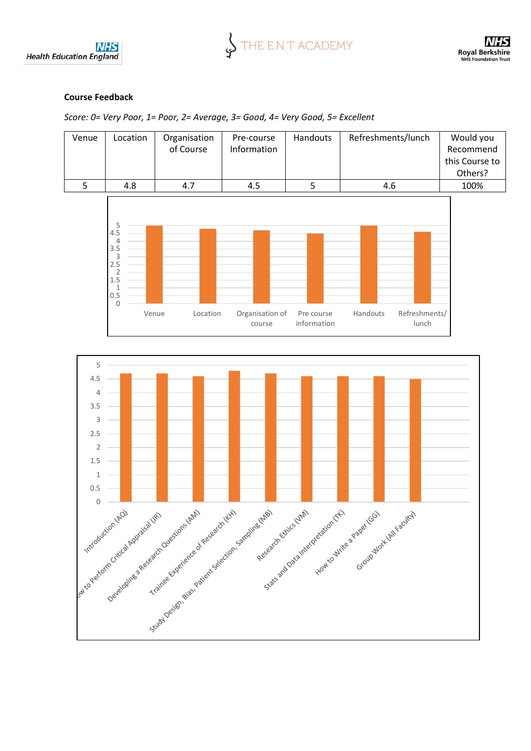**Course Feedback**

*Score: 0= Very Poor, 1= Poor, 2= Average, 3= Good, 4= Very Good, 5= Excellent*

| Venue | Location | Organisation of Course | Pre-course Information | Handouts | Refreshments/lunch | Would you Recommend this Course to Others? |
|---|---|---|---|---|---|---|
| 5 | 4.8 | 4.7 | 4.5 | 5 | 4.6 | 100% |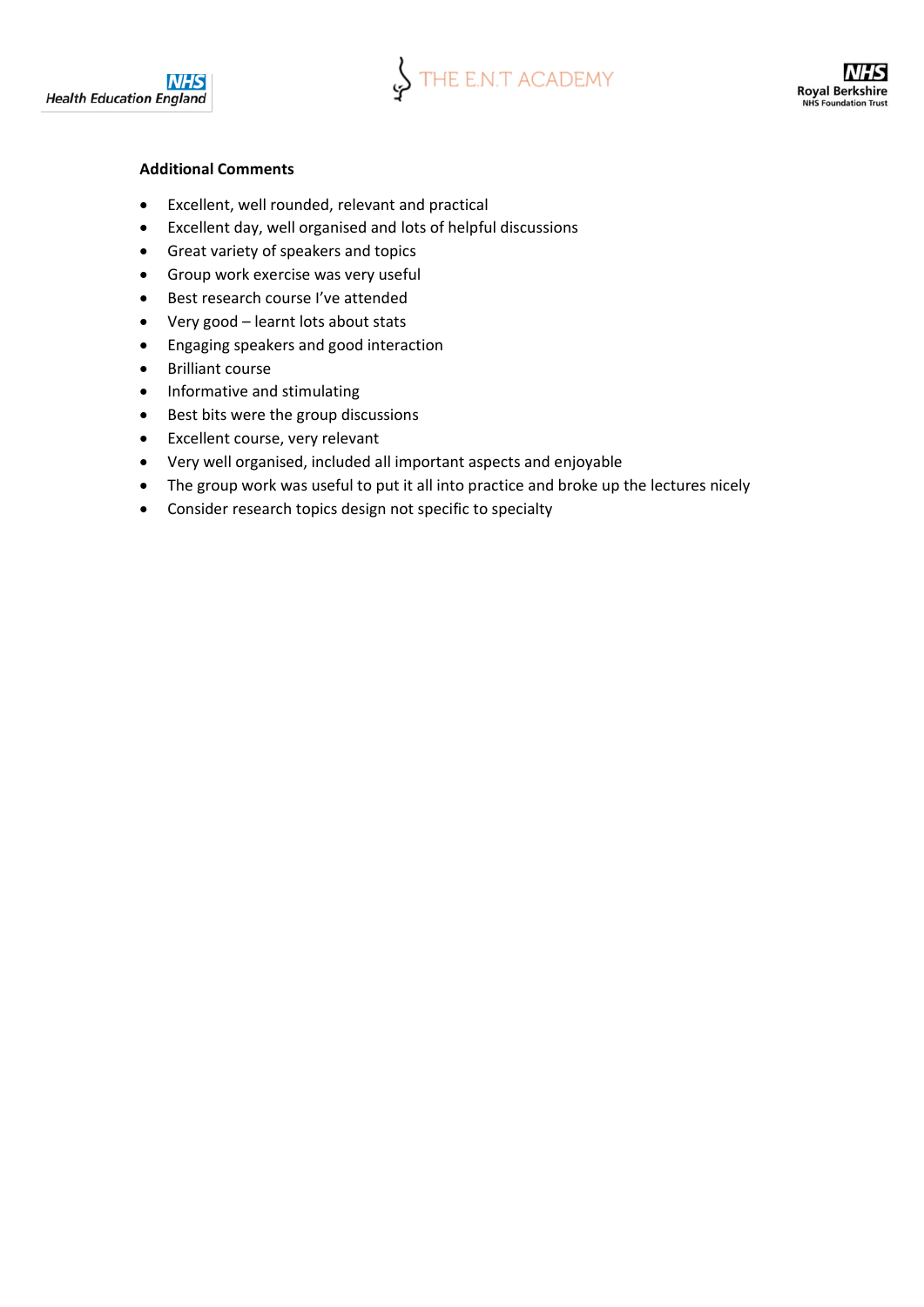**Additional Comments**

- Excellent, well rounded, relevant and practical
- Excellent day, well organised and lots of helpful discussions
- Great variety of speakers and topics
- Group work exercise was very useful
- Best research course I've attended
- Very good – learnt lots about stats
- Engaging speakers and good interaction
- Brilliant course
- Informative and stimulating
- Best bits were the group discussions
- Excellent course, very relevant
- Very well organised, included all important aspects and enjoyable
- The group work was useful to put it all into practice and broke up the lectures nicely
- Consider research topics design not specific to specialty